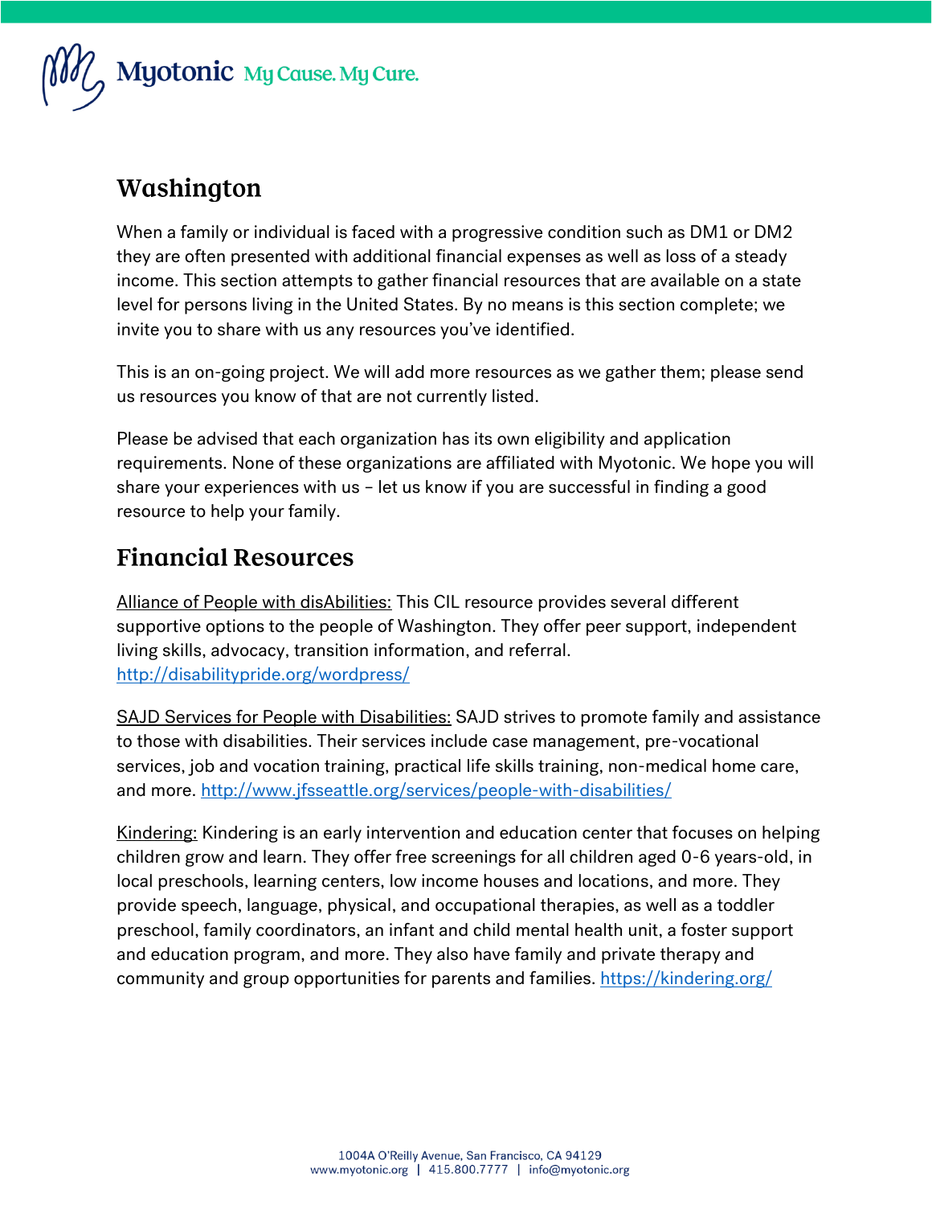# Washington

When a family or individual is faced with a progressive condition such as DM1 or DM2 they are often presented with additional financial expenses as well as loss of a steady income. This section attempts to gather financial resources that are available on a state level for persons living in the United States. By no means is this section complete; we invite you to share with us any resources you've identified.

This is an on-going project. We will add more resources as we gather them; please send us resources you know of that are not currently listed.

Please be advised that each organization has its own eligibility and application requirements. None of these organizations are affiliated with Myotonic. We hope you will share your experiences with us – let us know if you are successful in finding a good resource to help your family.

## Financial Resources

Alliance of People with disAbilities: This CIL resource provides several different supportive options to the people of Washington. They offer peer support, independent living skills, advocacy, transition information, and referral. http://disabilitypride.org/wordpress/

SAJD Services for People with Disabilities: SAJD strives to promote family and assistance to those with disabilities. Their services include case management, pre-vocational services, job and vocation training, practical life skills training, non-medical home care, and more. http://www.jfsseattle.org/services/people-with-disabilities/

Kindering: Kindering is an early intervention and education center that focuses on helping children grow and learn. They offer free screenings for all children aged 0-6 years-old, in local preschools, learning centers, low income houses and locations, and more. They provide speech, language, physical, and occupational therapies, as well as a toddler preschool, family coordinators, an infant and child mental health unit, a foster support and education program, and more. They also have family and private therapy and community and group opportunities for parents and families. https://kindering.org/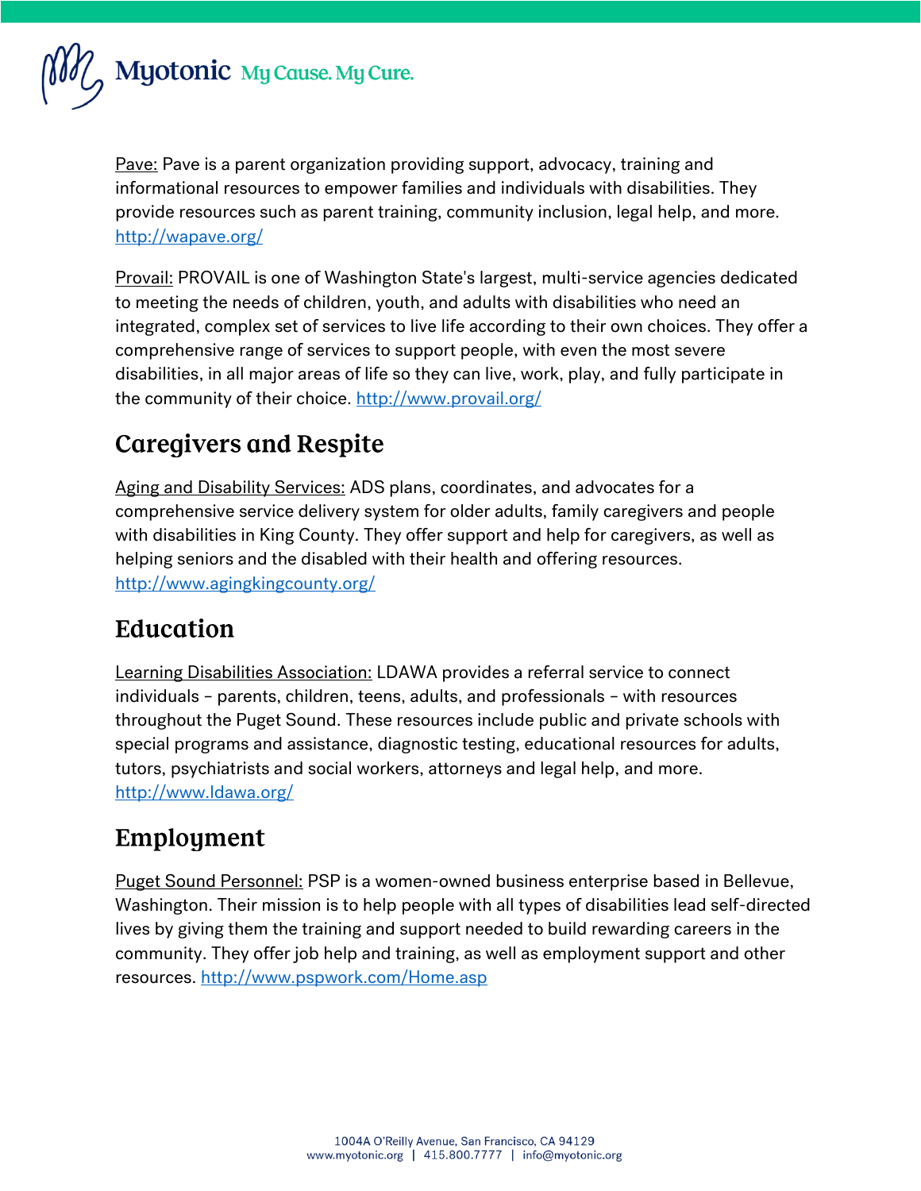Pave: Pave is a parent organization providing support, advocacy, training and informational resources to empower families and individuals with disabilities. They provide resources such as parent training, community inclusion, legal help, and more. http://wapave.org/

Provail: PROVAIL is one of Washington State's largest, multi-service agencies dedicated to meeting the needs of children, youth, and adults with disabilities who need an integrated, complex set of services to live life according to their own choices. They offer a comprehensive range of services to support people, with even the most severe disabilities, in all major areas of life so they can live, work, play, and fully participate in the community of their choice. http://www.provail.org/

## Caregivers and Respite

Aging and Disability Services: ADS plans, coordinates, and advocates for a comprehensive service delivery system for older adults, family caregivers and people with disabilities in King County. They offer support and help for caregivers, as well as helping seniors and the disabled with their health and offering resources. http://www.agingkingcounty.org/

## Education

Learning Disabilities Association: LDAWA provides a referral service to connect individuals – parents, children, teens, adults, and professionals – with resources throughout the Puget Sound. These resources include public and private schools with special programs and assistance, diagnostic testing, educational resources for adults, tutors, psychiatrists and social workers, attorneys and legal help, and more. http://www.ldawa.org/

## Employment

Puget Sound Personnel: PSP is a women-owned business enterprise based in Bellevue, Washington. Their mission is to help people with all types of disabilities lead self-directed lives by giving them the training and support needed to build rewarding careers in the community. They offer job help and training, as well as employment support and other resources. http://www.pspwork.com/Home.asp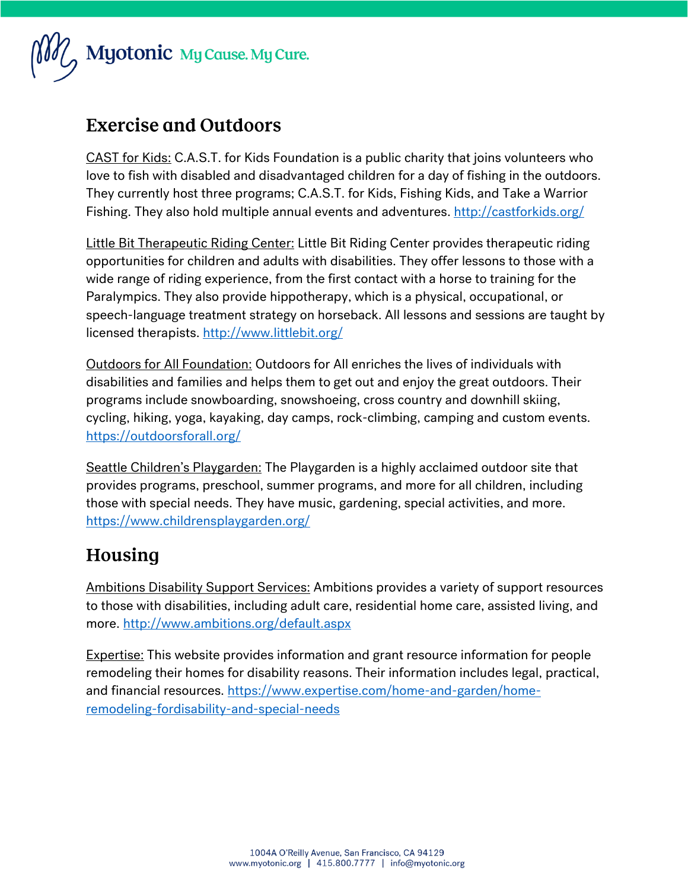## Exercise and Outdoors

CAST for Kids: C.A.S.T. for Kids Foundation is a public charity that joins volunteers who love to fish with disabled and disadvantaged children for a day of fishing in the outdoors. They currently host three programs; C.A.S.T. for Kids, Fishing Kids, and Take a Warrior Fishing. They also hold multiple annual events and adventures. http://castforkids.org/

Little Bit Therapeutic Riding Center: Little Bit Riding Center provides therapeutic riding opportunities for children and adults with disabilities. They offer lessons to those with a wide range of riding experience, from the first contact with a horse to training for the Paralympics. They also provide hippotherapy, which is a physical, occupational, or speech-language treatment strategy on horseback. All lessons and sessions are taught by licensed therapists. http://www.littlebit.org/

Outdoors for All Foundation: Outdoors for All enriches the lives of individuals with disabilities and families and helps them to get out and enjoy the great outdoors. Their programs include snowboarding, snowshoeing, cross country and downhill skiing, cycling, hiking, yoga, kayaking, day camps, rock-climbing, camping and custom events. https://outdoorsforall.org/

Seattle Children's Playgarden: The Playgarden is a highly acclaimed outdoor site that provides programs, preschool, summer programs, and more for all children, including those with special needs. They have music, gardening, special activities, and more. https://www.childrensplaygarden.org/

## Housing

Ambitions Disability Support Services: Ambitions provides a variety of support resources to those with disabilities, including adult care, residential home care, assisted living, and more. http://www.ambitions.org/default.aspx

Expertise: This website provides information and grant resource information for people remodeling their homes for disability reasons. Their information includes legal, practical, and financial resources. https://www.expertise.com/home-and-garden/home-remodeling-fordisability-and-special-needs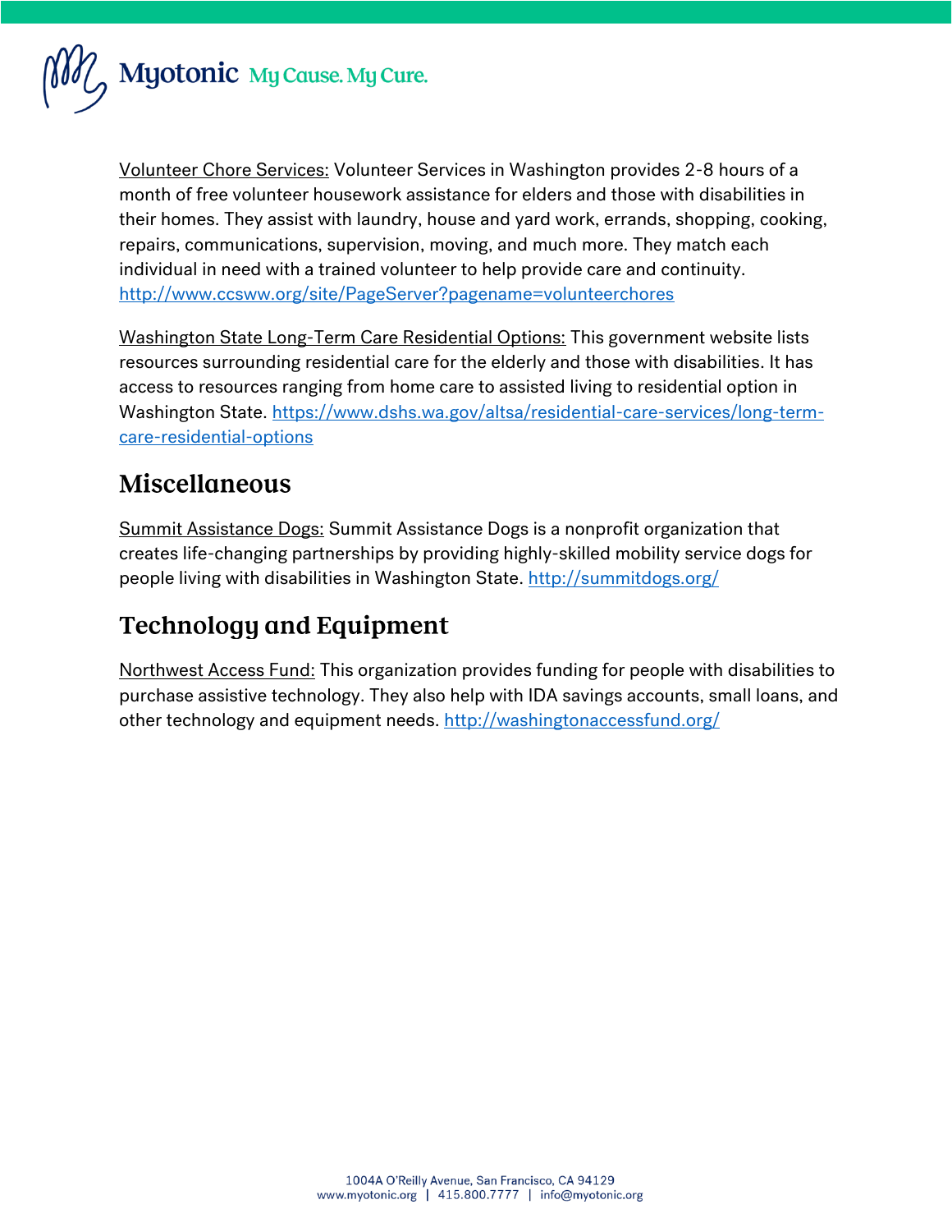Volunteer Chore Services: Volunteer Services in Washington provides 2-8 hours of a month of free volunteer housework assistance for elders and those with disabilities in their homes. They assist with laundry, house and yard work, errands, shopping, cooking, repairs, communications, supervision, moving, and much more. They match each individual in need with a trained volunteer to help provide care and continuity. http://www.ccsww.org/site/PageServer?pagename=volunteerchores

Washington State Long-Term Care Residential Options: This government website lists resources surrounding residential care for the elderly and those with disabilities. It has access to resources ranging from home care to assisted living to residential option in Washington State. https://www.dshs.wa.gov/altsa/residential-care-services/long-term-care-residential-options

## Miscellaneous

Summit Assistance Dogs: Summit Assistance Dogs is a nonprofit organization that creates life-changing partnerships by providing highly-skilled mobility service dogs for people living with disabilities in Washington State. http://summitdogs.org/

## Technology and Equipment

Northwest Access Fund: This organization provides funding for people with disabilities to purchase assistive technology. They also help with IDA savings accounts, small loans, and other technology and equipment needs. http://washingtonaccessfund.org/